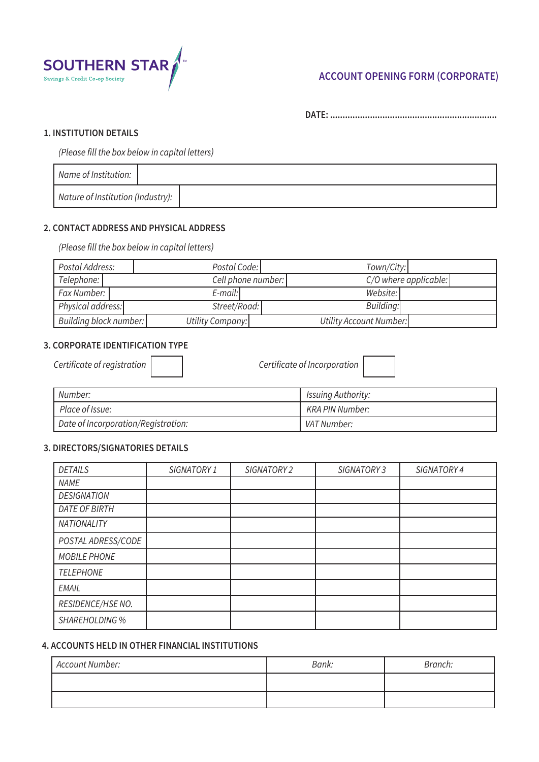**SOUTHERN STAR**
Savings & Credit Co-op Society

## ACCOUNT OPENING FORM (CORPORATE)

**DATE: ..................................................................**

### 1. INSTITUTION DETAILS

*(Please fill the box below in capital letters)*

| *Name of Institution:* | |
|---|---|
| *Nature of Institution (Industry):* | |

### 2. CONTACT ADDRESS AND PHYSICAL ADDRESS

*(Please fill the box below in capital letters)*

| | | | | | |
|---|---|---|---|---|---|
| *Postal Address:* | | *Postal Code:* | | *Town/City:* | |
| *Telephone:* | | *Cell phone number:* | | *C/O where applicable:* | |
| *Fax Number:* | | *E-mail:* | | *Website:* | |
| *Physical address:* | | *Street/Road:* | | *Building:* | |
| *Building block number:* | | *Utility Company:* | | *Utility Account Number:* | |

### 3. CORPORATE IDENTIFICATION TYPE

*Certificate of registration* ☐ *Certificate of Incorporation* ☐

| | |
|---|---|
| *Number:* | *Issuing Authority:* |
| *Place of Issue:* | *KRA PIN Number:* |
| *Date of Incorporation/Registration:* | *VAT Number:* |

### 3. DIRECTORS/SIGNATORIES DETAILS

| *DETAILS* | *SIGNATORY 1* | *SIGNATORY 2* | *SIGNATORY 3* | *SIGNATORY 4* |
|---|---|---|---|---|
| *NAME* | | | | |
| *DESIGNATION* | | | | |
| *DATE OF BIRTH* | | | | |
| *NATIONALITY* | | | | |
| *POSTAL ADRESS/CODE* | | | | |
| *MOBILE PHONE* | | | | |
| *TELEPHONE* | | | | |
| *EMAIL* | | | | |
| *RESIDENCE/HSE NO.* | | | | |
| *SHAREHOLDING %* | | | | |

### 4. ACCOUNTS HELD IN OTHER FINANCIAL INSTITUTIONS

| *Account Number:* | *Bank:* | *Branch:* |
|---|---|---|
| | | |
| | | |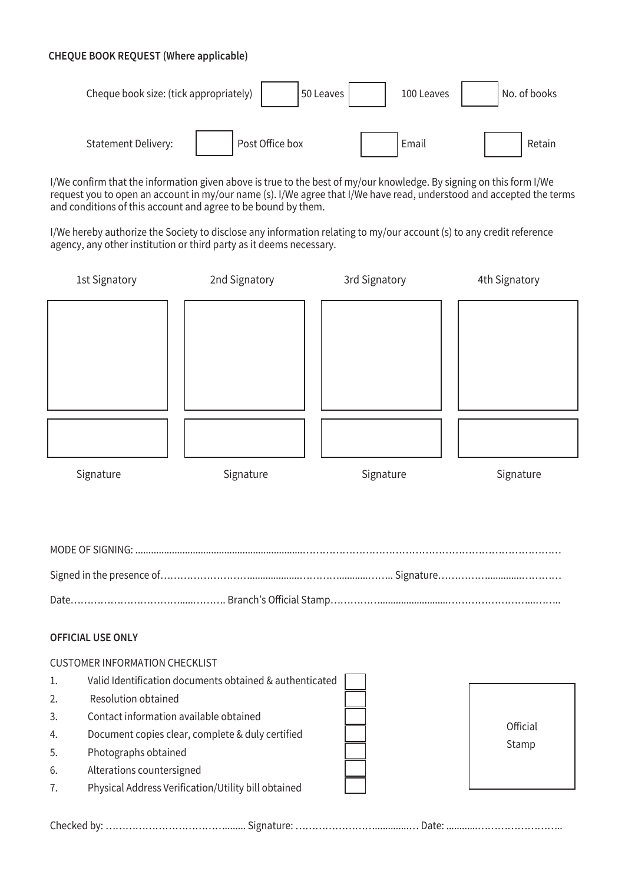**CHEQUE BOOK REQUEST (Where applicable)**

Cheque book size: (tick appropriately) ☐ 50 Leaves ☐ 100 Leaves ☐ No. of books

Statement Delivery: ☐ Post Office box ☐ Email ☐ Retain

I/We confirm that the information given above is true to the best of my/our knowledge. By signing on this form I/We request you to open an account in my/our name (s). I/We agree that I/We have read, understood and accepted the terms and conditions of this account and agree to be bound by them.

I/We hereby authorize the Society to disclose any information relating to my/our account (s) to any credit reference agency, any other institution or third party as it deems necessary.

| 1st Signatory | 2nd Signatory | 3rd Signatory | 4th Signatory |
|---|---|---|---|
| | | | |
| | | | |
| Signature | Signature | Signature | Signature |

MODE OF SIGNING: ..............................................................................................................................................

Signed in the presence of.................................................................... Signature.............................................

Date.................................................. Branch's Official Stamp.......................................................................

**OFFICIAL USE ONLY**

CUSTOMER INFORMATION CHECKLIST

1. Valid Identification documents obtained & authenticated ☐
2. Resolution obtained ☐
3. Contact information available obtained ☐
4. Document copies clear, complete & duly certified ☐
5. Photographs obtained ☐
6. Alterations countersigned ☐
7. Physical Address Verification/Utility bill obtained ☐

Official Stamp

Checked by: ...................................... Signature: ................................... Date: ..................................